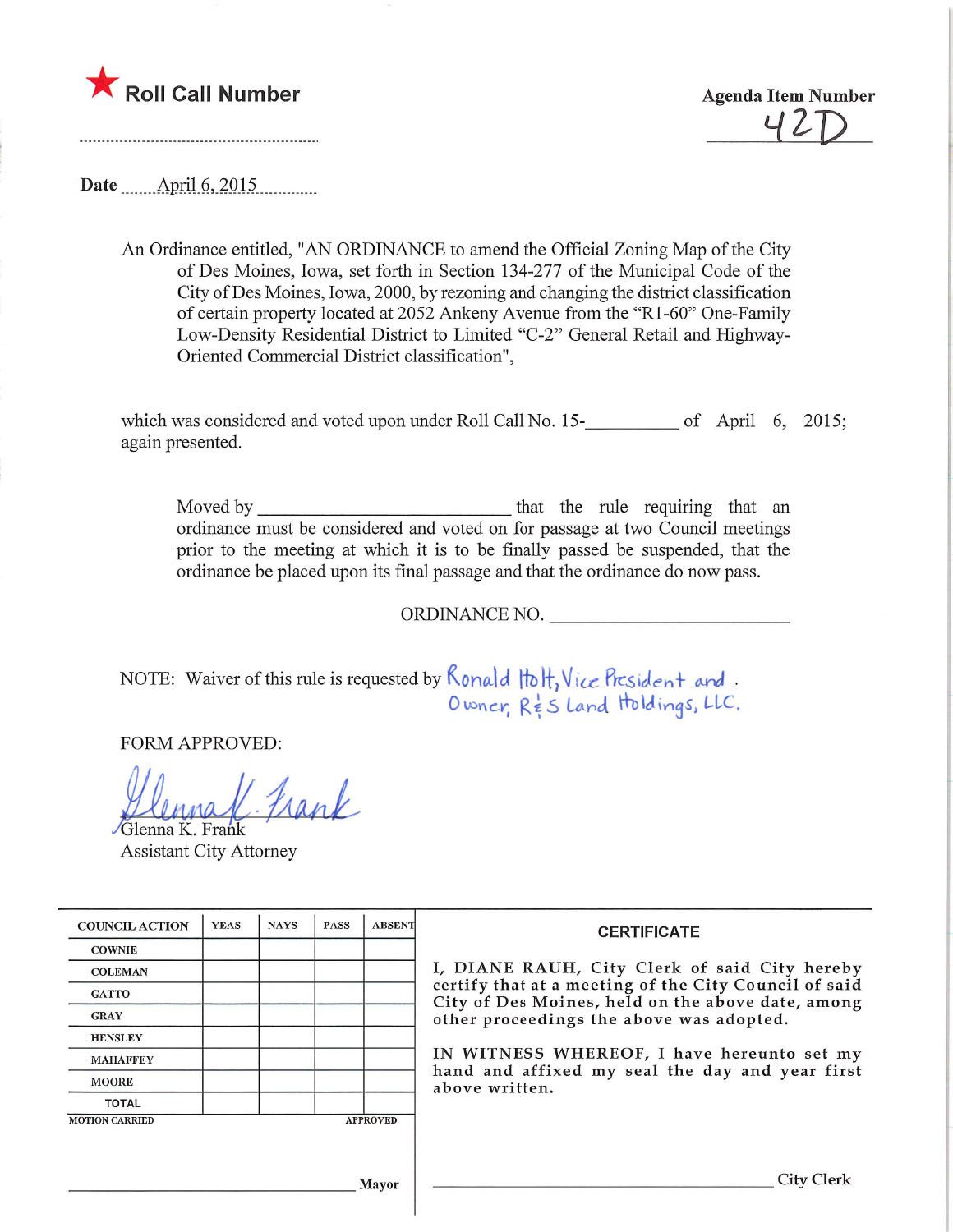★ **Roll Call Number**

**Agenda Item Number**
42D

**Date** April 6, 2015

An Ordinance entitled, "AN ORDINANCE to amend the Official Zoning Map of the City of Des Moines, Iowa, set forth in Section 134-277 of the Municipal Code of the City of Des Moines, Iowa, 2000, by rezoning and changing the district classification of certain property located at 2052 Ankeny Avenue from the "R1-60" One-Family Low-Density Residential District to Limited "C-2" General Retail and Highway-Oriented Commercial District classification",

which was considered and voted upon under Roll Call No. 15-__________ of April 6, 2015; again presented.

Moved by ___________________________ that the rule requiring that an ordinance must be considered and voted on for passage at two Council meetings prior to the meeting at which it is to be finally passed be suspended, that the ordinance be placed upon its final passage and that the ordinance do now pass.

ORDINANCE NO. _______________________

NOTE: Waiver of this rule is requested by Ronald Holt, Vice President and Owner, R&S Land Holdings, LLC.

FORM APPROVED:

Glenna K. Frank
Glenna K. Frank
Assistant City Attorney

| COUNCIL ACTION | YEAS | NAYS | PASS | ABSENT |
|---|---|---|---|---|
| COWNIE | | | | |
| COLEMAN | | | | |
| GATTO | | | | |
| GRAY | | | | |
| HENSLEY | | | | |
| MAHAFFEY | | | | |
| MOORE | | | | |
| TOTAL | | | | |

MOTION CARRIED APPROVED

_______________________________ Mayor

**CERTIFICATE**

I, DIANE RAUH, City Clerk of said City hereby certify that at a meeting of the City Council of said City of Des Moines, held on the above date, among other proceedings the above was adopted.

IN WITNESS WHEREOF, I have hereunto set my hand and affixed my seal the day and year first above written.

_______________________________ City Clerk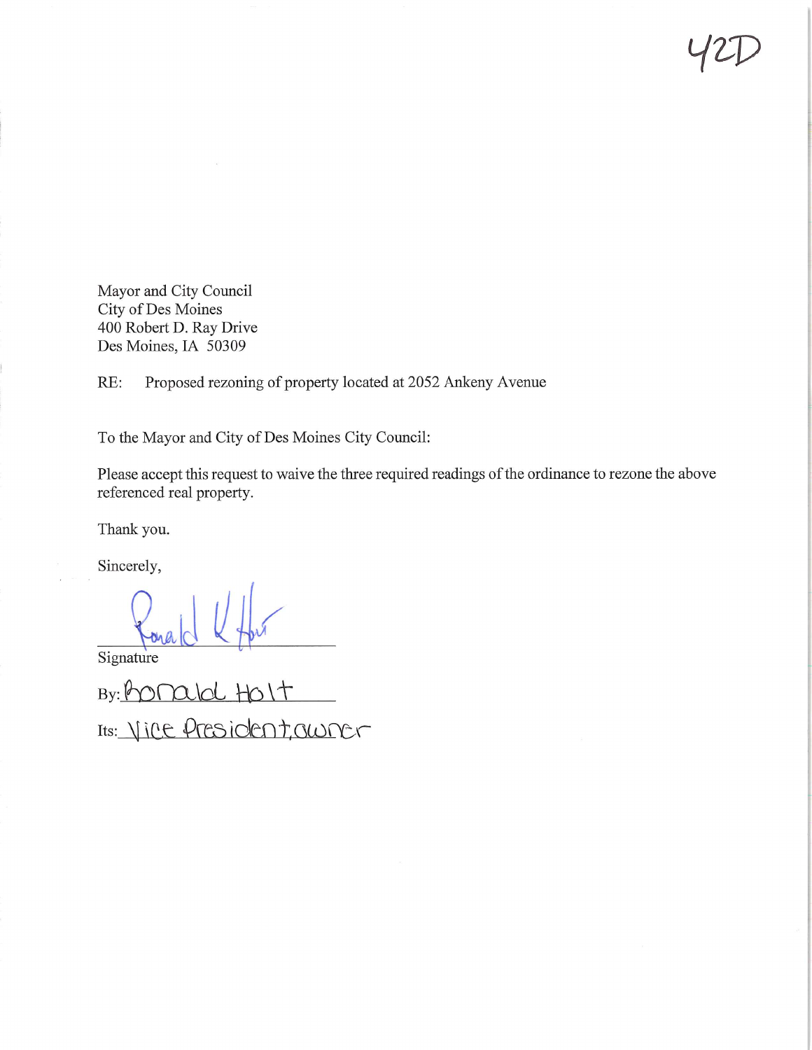42D

Mayor and City Council
City of Des Moines
400 Robert D. Ray Drive
Des Moines, IA 50309

RE: Proposed rezoning of property located at 2052 Ankeny Avenue

To the Mayor and City of Des Moines City Council:

Please accept this request to waive the three required readings of the ordinance to rezone the above referenced real property.

Thank you.

Sincerely,

Signature

By: Ronald Holt

Its: Vice President, owner